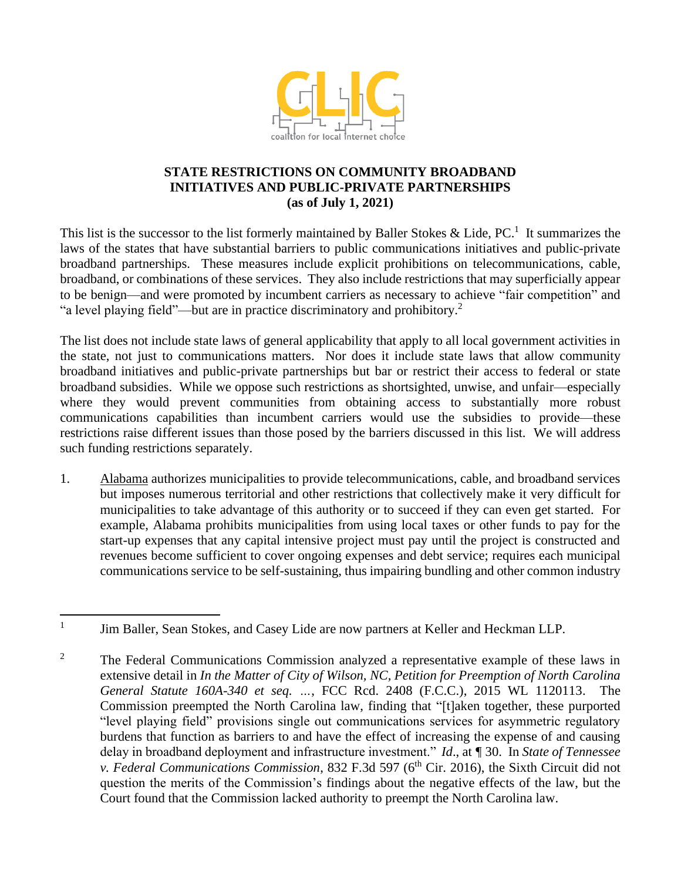**STATE RESTRICTIONS ON COMMUNITY BROADBAND INITIATIVES AND PUBLIC-PRIVATE PARTNERSHIPS (as of July 1, 2021)**

This list is the successor to the list formerly maintained by Baller Stokes & Lide, PC.[1] It summarizes the laws of the states that have substantial barriers to public communications initiatives and public-private broadband partnerships. These measures include explicit prohibitions on telecommunications, cable, broadband, or combinations of these services. They also include restrictions that may superficially appear to be benign—and were promoted by incumbent carriers as necessary to achieve "fair competition" and "a level playing field"—but are in practice discriminatory and prohibitory.[2]

The list does not include state laws of general applicability that apply to all local government activities in the state, not just to communications matters. Nor does it include state laws that allow community broadband initiatives and public-private partnerships but bar or restrict their access to federal or state broadband subsidies. While we oppose such restrictions as shortsighted, unwise, and unfair—especially where they would prevent communities from obtaining access to substantially more robust communications capabilities than incumbent carriers would use the subsidies to provide—these restrictions raise different issues than those posed by the barriers discussed in this list. We will address such funding restrictions separately.

1. Alabama authorizes municipalities to provide telecommunications, cable, and broadband services but imposes numerous territorial and other restrictions that collectively make it very difficult for municipalities to take advantage of this authority or to succeed if they can even get started. For example, Alabama prohibits municipalities from using local taxes or other funds to pay for the start-up expenses that any capital intensive project must pay until the project is constructed and revenues become sufficient to cover ongoing expenses and debt service; requires each municipal communications service to be self-sustaining, thus impairing bundling and other common industry

---

[1] Jim Baller, Sean Stokes, and Casey Lide are now partners at Keller and Heckman LLP.

[2] The Federal Communications Commission analyzed a representative example of these laws in extensive detail in *In the Matter of City of Wilson, NC, Petition for Preemption of North Carolina General Statute 160A-340 et seq. …*, FCC Rcd. 2408 (F.C.C.), 2015 WL 1120113. The Commission preempted the North Carolina law, finding that "[t]aken together, these purported "level playing field" provisions single out communications services for asymmetric regulatory burdens that function as barriers to and have the effect of increasing the expense of and causing delay in broadband deployment and infrastructure investment." *Id.*, at ¶ 30. In *State of Tennessee v. Federal Communications Commission*, 832 F.3d 597 (6th Cir. 2016), the Sixth Circuit did not question the merits of the Commission's findings about the negative effects of the law, but the Court found that the Commission lacked authority to preempt the North Carolina law.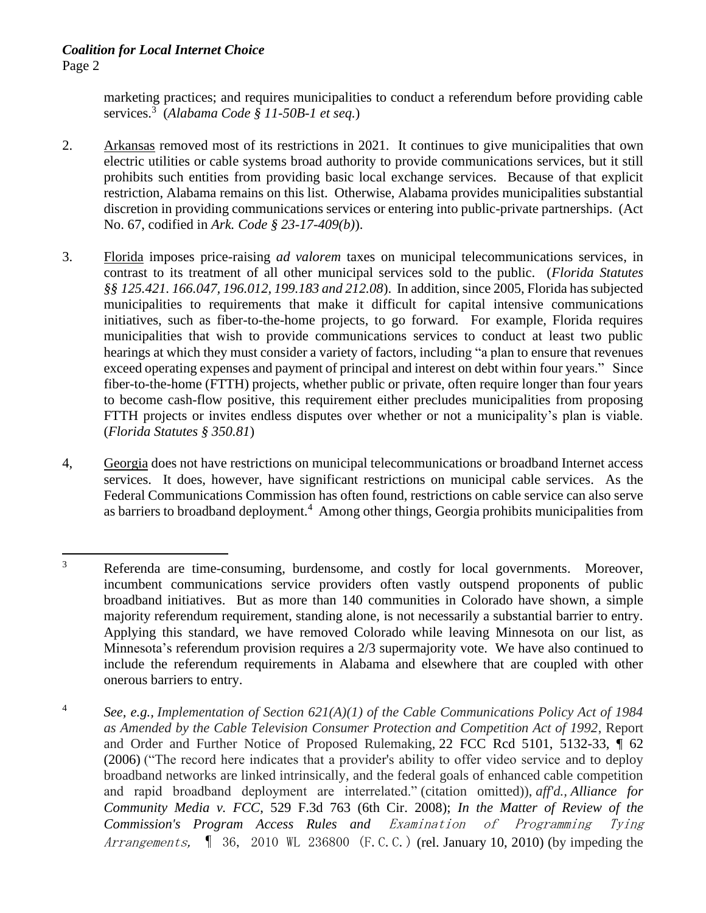marketing practices; and requires municipalities to conduct a referendum before providing cable services.[3] (*Alabama Code § 11-50B-1 et seq.*)

2. Arkansas removed most of its restrictions in 2021. It continues to give municipalities that own electric utilities or cable systems broad authority to provide communications services, but it still prohibits such entities from providing basic local exchange services. Because of that explicit restriction, Alabama remains on this list. Otherwise, Alabama provides municipalities substantial discretion in providing communications services or entering into public-private partnerships. (Act No. 67, codified in *Ark. Code § 23-17-409(b)*).

3. Florida imposes price-raising *ad valorem* taxes on municipal telecommunications services, in contrast to its treatment of all other municipal services sold to the public. (*Florida Statutes §§ 125.421. 166.047, 196.012, 199.183 and 212.08*). In addition, since 2005, Florida has subjected municipalities to requirements that make it difficult for capital intensive communications initiatives, such as fiber-to-the-home projects, to go forward. For example, Florida requires municipalities that wish to provide communications services to conduct at least two public hearings at which they must consider a variety of factors, including "a plan to ensure that revenues exceed operating expenses and payment of principal and interest on debt within four years." Since fiber-to-the-home (FTTH) projects, whether public or private, often require longer than four years to become cash-flow positive, this requirement either precludes municipalities from proposing FTTH projects or invites endless disputes over whether or not a municipality's plan is viable. (*Florida Statutes § 350.81*)

4, Georgia does not have restrictions on municipal telecommunications or broadband Internet access services. It does, however, have significant restrictions on municipal cable services. As the Federal Communications Commission has often found, restrictions on cable service can also serve as barriers to broadband deployment.[4] Among other things, Georgia prohibits municipalities from

---

[3] Referenda are time-consuming, burdensome, and costly for local governments. Moreover, incumbent communications service providers often vastly outspend proponents of public broadband initiatives. But as more than 140 communities in Colorado have shown, a simple majority referendum requirement, standing alone, is not necessarily a substantial barrier to entry. Applying this standard, we have removed Colorado while leaving Minnesota on our list, as Minnesota's referendum provision requires a 2/3 supermajority vote. We have also continued to include the referendum requirements in Alabama and elsewhere that are coupled with other onerous barriers to entry.

[4] *See, e.g.*, *Implementation of Section 621(A)(1) of the Cable Communications Policy Act of 1984 as Amended by the Cable Television Consumer Protection and Competition Act of 1992*, Report and Order and Further Notice of Proposed Rulemaking, 22 FCC Rcd 5101, 5132-33, ¶ 62 (2006) ("The record here indicates that a provider's ability to offer video service and to deploy broadband networks are linked intrinsically, and the federal goals of enhanced cable competition and rapid broadband deployment are interrelated." (citation omitted)), *aff'd., Alliance for Community Media v. FCC*, 529 F.3d 763 (6th Cir. 2008); ***In the Matter of Review of the Commission's Program Access Rules and*** *Examination of Programming Tying Arrangements*, ¶ 36, 2010 WL 236800 (F.C.C.) (rel. January 10, 2010) (by impeding the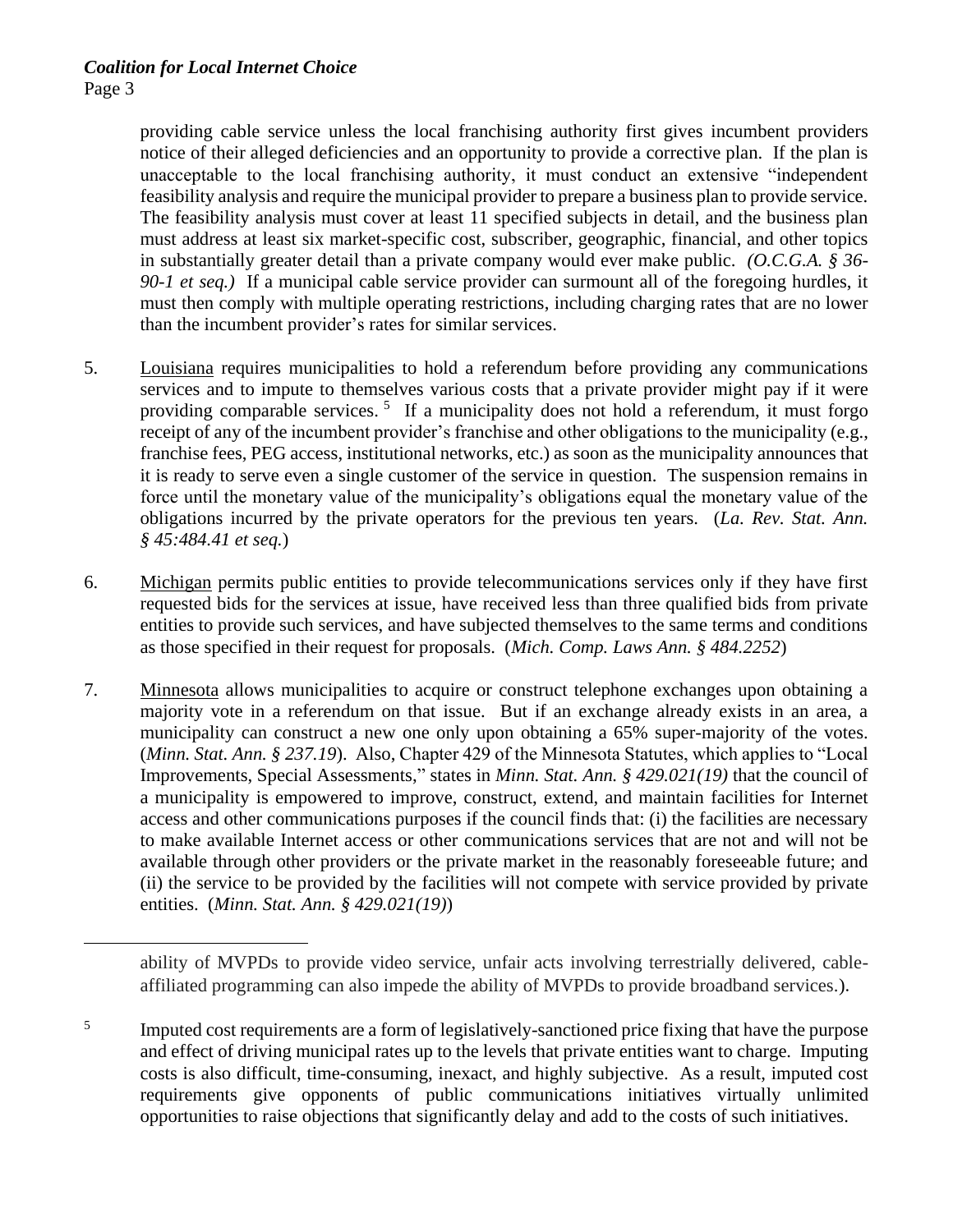providing cable service unless the local franchising authority first gives incumbent providers notice of their alleged deficiencies and an opportunity to provide a corrective plan. If the plan is unacceptable to the local franchising authority, it must conduct an extensive "independent feasibility analysis and require the municipal provider to prepare a business plan to provide service. The feasibility analysis must cover at least 11 specified subjects in detail, and the business plan must address at least six market-specific cost, subscriber, geographic, financial, and other topics in substantially greater detail than a private company would ever make public. *(O.C.G.A. § 36-90-1 et seq.)* If a municipal cable service provider can surmount all of the foregoing hurdles, it must then comply with multiple operating restrictions, including charging rates that are no lower than the incumbent provider's rates for similar services.

5. Louisiana requires municipalities to hold a referendum before providing any communications services and to impute to themselves various costs that a private provider might pay if it were providing comparable services. [5] If a municipality does not hold a referendum, it must forgo receipt of any of the incumbent provider's franchise and other obligations to the municipality (e.g., franchise fees, PEG access, institutional networks, etc.) as soon as the municipality announces that it is ready to serve even a single customer of the service in question. The suspension remains in force until the monetary value of the municipality's obligations equal the monetary value of the obligations incurred by the private operators for the previous ten years. (*La. Rev. Stat. Ann. § 45:484.41 et seq.*)

6. Michigan permits public entities to provide telecommunications services only if they have first requested bids for the services at issue, have received less than three qualified bids from private entities to provide such services, and have subjected themselves to the same terms and conditions as those specified in their request for proposals. (*Mich. Comp. Laws Ann. § 484.2252*)

7. Minnesota allows municipalities to acquire or construct telephone exchanges upon obtaining a majority vote in a referendum on that issue. But if an exchange already exists in an area, a municipality can construct a new one only upon obtaining a 65% super-majority of the votes. (*Minn. Stat. Ann. § 237.19*). Also, Chapter 429 of the Minnesota Statutes, which applies to "Local Improvements, Special Assessments," states in *Minn. Stat. Ann. § 429.021(19)* that the council of a municipality is empowered to improve, construct, extend, and maintain facilities for Internet access and other communications purposes if the council finds that: (i) the facilities are necessary to make available Internet access or other communications services that are not and will not be available through other providers or the private market in the reasonably foreseeable future; and (ii) the service to be provided by the facilities will not compete with service provided by private entities. (*Minn. Stat. Ann. § 429.021(19)*)

---

ability of MVPDs to provide video service, unfair acts involving terrestrially delivered, cable-affiliated programming can also impede the ability of MVPDs to provide broadband services.).

[5] Imputed cost requirements are a form of legislatively-sanctioned price fixing that have the purpose and effect of driving municipal rates up to the levels that private entities want to charge. Imputing costs is also difficult, time-consuming, inexact, and highly subjective. As a result, imputed cost requirements give opponents of public communications initiatives virtually unlimited opportunities to raise objections that significantly delay and add to the costs of such initiatives.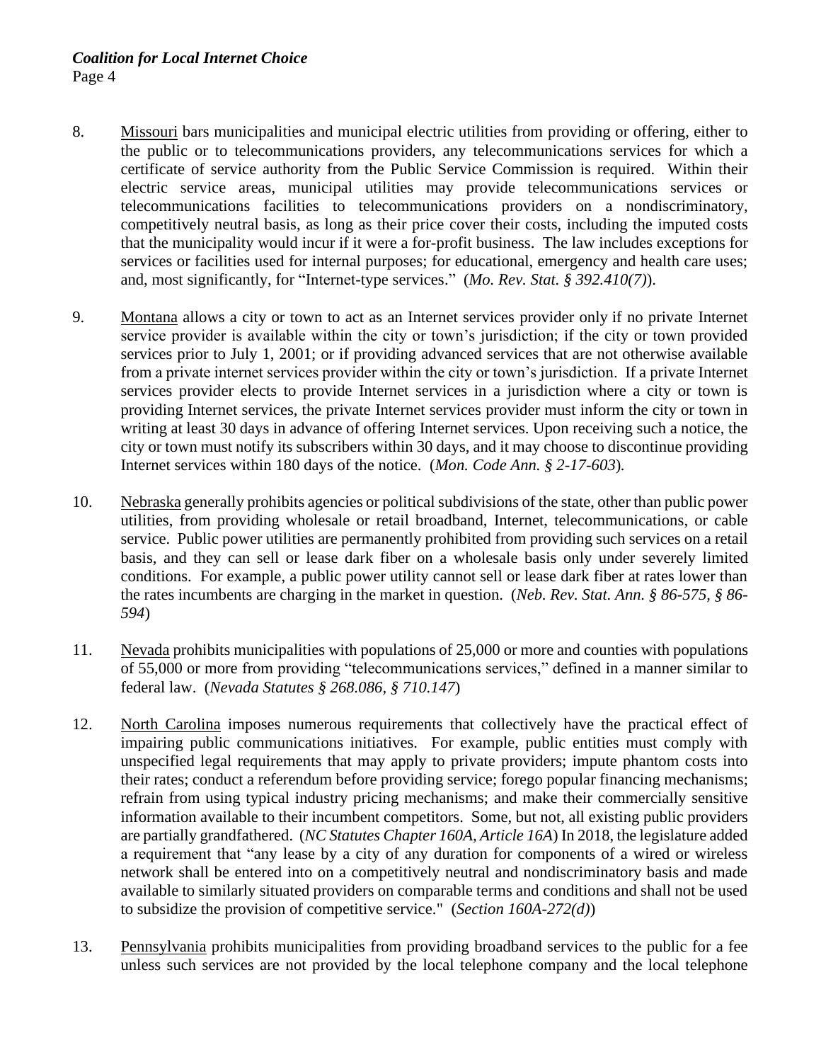8. Missouri bars municipalities and municipal electric utilities from providing or offering, either to the public or to telecommunications providers, any telecommunications services for which a certificate of service authority from the Public Service Commission is required. Within their electric service areas, municipal utilities may provide telecommunications services or telecommunications facilities to telecommunications providers on a nondiscriminatory, competitively neutral basis, as long as their price cover their costs, including the imputed costs that the municipality would incur if it were a for-profit business. The law includes exceptions for services or facilities used for internal purposes; for educational, emergency and health care uses; and, most significantly, for "Internet-type services." (*Mo. Rev. Stat. § 392.410(7)*).

9. Montana allows a city or town to act as an Internet services provider only if no private Internet service provider is available within the city or town's jurisdiction; if the city or town provided services prior to July 1, 2001; or if providing advanced services that are not otherwise available from a private internet services provider within the city or town's jurisdiction. If a private Internet services provider elects to provide Internet services in a jurisdiction where a city or town is providing Internet services, the private Internet services provider must inform the city or town in writing at least 30 days in advance of offering Internet services. Upon receiving such a notice, the city or town must notify its subscribers within 30 days, and it may choose to discontinue providing Internet services within 180 days of the notice. (*Mon. Code Ann. § 2-17-603*).

10. Nebraska generally prohibits agencies or political subdivisions of the state, other than public power utilities, from providing wholesale or retail broadband, Internet, telecommunications, or cable service. Public power utilities are permanently prohibited from providing such services on a retail basis, and they can sell or lease dark fiber on a wholesale basis only under severely limited conditions. For example, a public power utility cannot sell or lease dark fiber at rates lower than the rates incumbents are charging in the market in question. (*Neb. Rev. Stat. Ann. § 86-575, § 86-594*)

11. Nevada prohibits municipalities with populations of 25,000 or more and counties with populations of 55,000 or more from providing "telecommunications services," defined in a manner similar to federal law. (*Nevada Statutes § 268.086, § 710.147*)

12. North Carolina imposes numerous requirements that collectively have the practical effect of impairing public communications initiatives. For example, public entities must comply with unspecified legal requirements that may apply to private providers; impute phantom costs into their rates; conduct a referendum before providing service; forego popular financing mechanisms; refrain from using typical industry pricing mechanisms; and make their commercially sensitive information available to their incumbent competitors. Some, but not, all existing public providers are partially grandfathered. (*NC Statutes Chapter 160A, Article 16A*) In 2018, the legislature added a requirement that "any lease by a city of any duration for components of a wired or wireless network shall be entered into on a competitively neutral and nondiscriminatory basis and made available to similarly situated providers on comparable terms and conditions and shall not be used to subsidize the provision of competitive service." (*Section 160A-272(d)*)

13. Pennsylvania prohibits municipalities from providing broadband services to the public for a fee unless such services are not provided by the local telephone company and the local telephone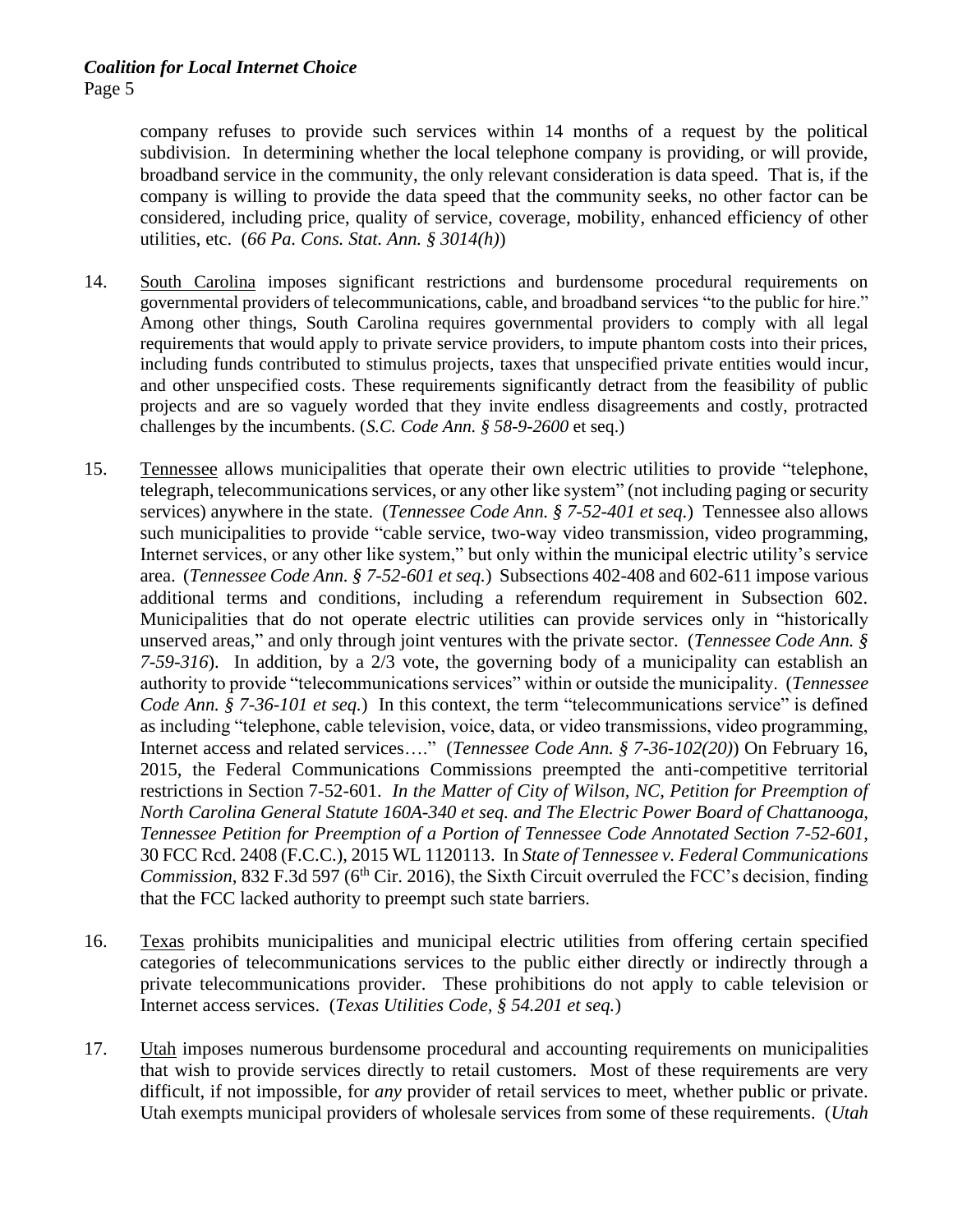company refuses to provide such services within 14 months of a request by the political subdivision. In determining whether the local telephone company is providing, or will provide, broadband service in the community, the only relevant consideration is data speed. That is, if the company is willing to provide the data speed that the community seeks, no other factor can be considered, including price, quality of service, coverage, mobility, enhanced efficiency of other utilities, etc. (*66 Pa. Cons. Stat. Ann. § 3014(h)*)

14. South Carolina imposes significant restrictions and burdensome procedural requirements on governmental providers of telecommunications, cable, and broadband services "to the public for hire." Among other things, South Carolina requires governmental providers to comply with all legal requirements that would apply to private service providers, to impute phantom costs into their prices, including funds contributed to stimulus projects, taxes that unspecified private entities would incur, and other unspecified costs. These requirements significantly detract from the feasibility of public projects and are so vaguely worded that they invite endless disagreements and costly, protracted challenges by the incumbents. (*S.C. Code Ann. § 58-9-2600* et seq.)

15. Tennessee allows municipalities that operate their own electric utilities to provide "telephone, telegraph, telecommunications services, or any other like system" (not including paging or security services) anywhere in the state. (*Tennessee Code Ann. § 7-52-401 et seq.*) Tennessee also allows such municipalities to provide "cable service, two-way video transmission, video programming, Internet services, or any other like system," but only within the municipal electric utility's service area. (*Tennessee Code Ann. § 7-52-601 et seq.*) Subsections 402-408 and 602-611 impose various additional terms and conditions, including a referendum requirement in Subsection 602. Municipalities that do not operate electric utilities can provide services only in "historically unserved areas," and only through joint ventures with the private sector. (*Tennessee Code Ann. § 7-59-316*). In addition, by a 2/3 vote, the governing body of a municipality can establish an authority to provide "telecommunications services" within or outside the municipality. (*Tennessee Code Ann. § 7-36-101 et seq.*) In this context, the term "telecommunications service" is defined as including "telephone, cable television, voice, data, or video transmissions, video programming, Internet access and related services…." (*Tennessee Code Ann. § 7-36-102(20)*) On February 16, 2015, the Federal Communications Commissions preempted the anti-competitive territorial restrictions in Section 7-52-601. *In the Matter of City of Wilson, NC, Petition for Preemption of North Carolina General Statute 160A-340 et seq. and The Electric Power Board of Chattanooga, Tennessee Petition for Preemption of a Portion of Tennessee Code Annotated Section 7-52-601*, 30 FCC Rcd. 2408 (F.C.C.), 2015 WL 1120113. In *State of Tennessee v. Federal Communications Commission*, 832 F.3d 597 (6th Cir. 2016), the Sixth Circuit overruled the FCC's decision, finding that the FCC lacked authority to preempt such state barriers.

16. Texas prohibits municipalities and municipal electric utilities from offering certain specified categories of telecommunications services to the public either directly or indirectly through a private telecommunications provider. These prohibitions do not apply to cable television or Internet access services. (*Texas Utilities Code, § 54.201 et seq.*)

17. Utah imposes numerous burdensome procedural and accounting requirements on municipalities that wish to provide services directly to retail customers. Most of these requirements are very difficult, if not impossible, for *any* provider of retail services to meet, whether public or private. Utah exempts municipal providers of wholesale services from some of these requirements. (*Utah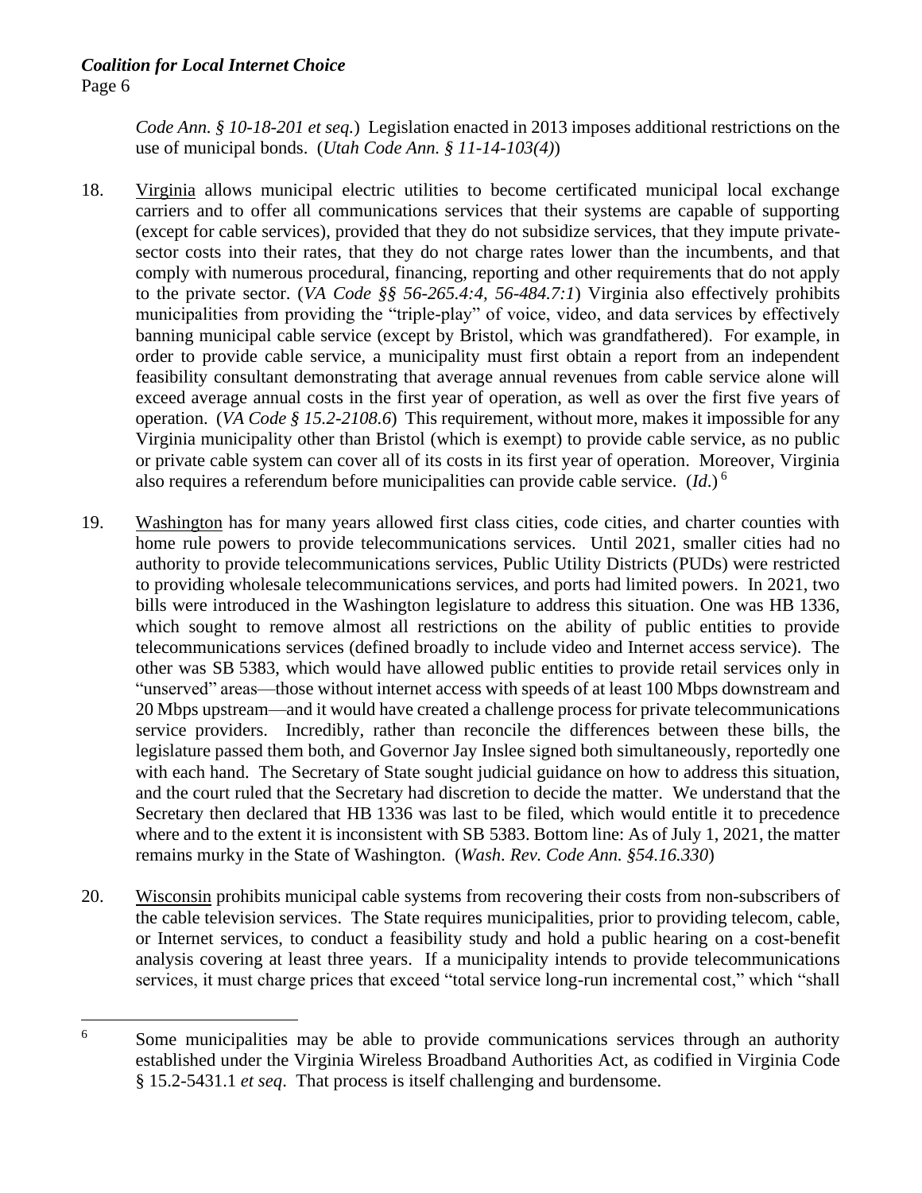*Code Ann. § 10-18-201 et seq.*) Legislation enacted in 2013 imposes additional restrictions on the use of municipal bonds. (*Utah Code Ann. § 11-14-103(4)*)

18. Virginia allows municipal electric utilities to become certificated municipal local exchange carriers and to offer all communications services that their systems are capable of supporting (except for cable services), provided that they do not subsidize services, that they impute private-sector costs into their rates, that they do not charge rates lower than the incumbents, and that comply with numerous procedural, financing, reporting and other requirements that do not apply to the private sector. (*VA Code §§ 56-265.4:4, 56-484.7:1*) Virginia also effectively prohibits municipalities from providing the "triple-play" of voice, video, and data services by effectively banning municipal cable service (except by Bristol, which was grandfathered). For example, in order to provide cable service, a municipality must first obtain a report from an independent feasibility consultant demonstrating that average annual revenues from cable service alone will exceed average annual costs in the first year of operation, as well as over the first five years of operation. (*VA Code § 15.2-2108.6*) This requirement, without more, makes it impossible for any Virginia municipality other than Bristol (which is exempt) to provide cable service, as no public or private cable system can cover all of its costs in its first year of operation. Moreover, Virginia also requires a referendum before municipalities can provide cable service. (*Id.*) [6]

19. Washington has for many years allowed first class cities, code cities, and charter counties with home rule powers to provide telecommunications services. Until 2021, smaller cities had no authority to provide telecommunications services, Public Utility Districts (PUDs) were restricted to providing wholesale telecommunications services, and ports had limited powers. In 2021, two bills were introduced in the Washington legislature to address this situation. One was HB 1336, which sought to remove almost all restrictions on the ability of public entities to provide telecommunications services (defined broadly to include video and Internet access service). The other was SB 5383, which would have allowed public entities to provide retail services only in "unserved" areas—those without internet access with speeds of at least 100 Mbps downstream and 20 Mbps upstream—and it would have created a challenge process for private telecommunications service providers. Incredibly, rather than reconcile the differences between these bills, the legislature passed them both, and Governor Jay Inslee signed both simultaneously, reportedly one with each hand. The Secretary of State sought judicial guidance on how to address this situation, and the court ruled that the Secretary had discretion to decide the matter. We understand that the Secretary then declared that HB 1336 was last to be filed, which would entitle it to precedence where and to the extent it is inconsistent with SB 5383. Bottom line: As of July 1, 2021, the matter remains murky in the State of Washington. (*Wash. Rev. Code Ann. §54.16.330*)

20. Wisconsin prohibits municipal cable systems from recovering their costs from non-subscribers of the cable television services. The State requires municipalities, prior to providing telecom, cable, or Internet services, to conduct a feasibility study and hold a public hearing on a cost-benefit analysis covering at least three years. If a municipality intends to provide telecommunications services, it must charge prices that exceed "total service long-run incremental cost," which "shall

---

[6] Some municipalities may be able to provide communications services through an authority established under the Virginia Wireless Broadband Authorities Act, as codified in Virginia Code § 15.2-5431.1 *et seq*. That process is itself challenging and burdensome.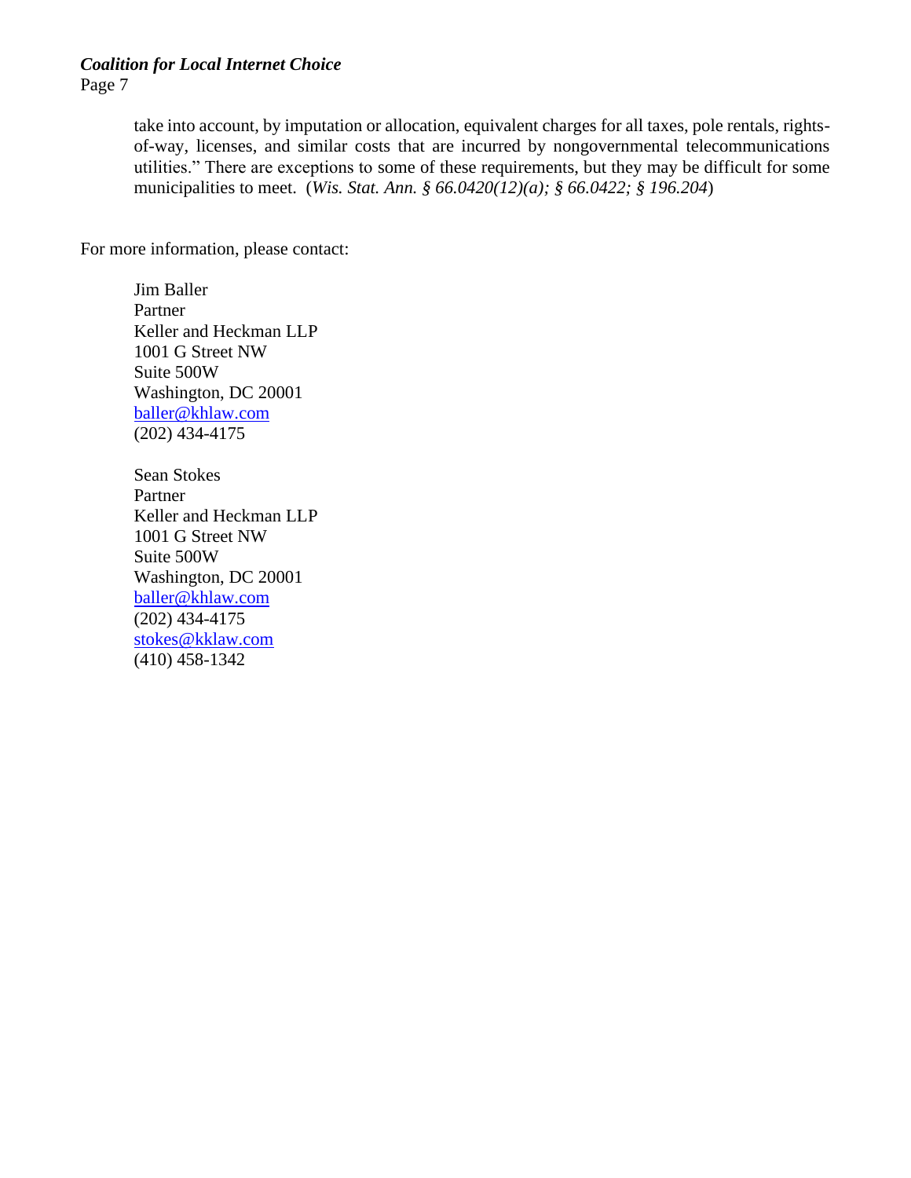take into account, by imputation or allocation, equivalent charges for all taxes, pole rentals, rights-of-way, licenses, and similar costs that are incurred by nongovernmental telecommunications utilities." There are exceptions to some of these requirements, but they may be difficult for some municipalities to meet. (*Wis. Stat. Ann. § 66.0420(12)(a); § 66.0422; § 196.204*)

For more information, please contact:

Jim Baller
Partner
Keller and Heckman LLP
1001 G Street NW
Suite 500W
Washington, DC 20001
baller@khlaw.com
(202) 434-4175

Sean Stokes
Partner
Keller and Heckman LLP
1001 G Street NW
Suite 500W
Washington, DC 20001
baller@khlaw.com
(202) 434-4175
stokes@kklaw.com
(410) 458-1342